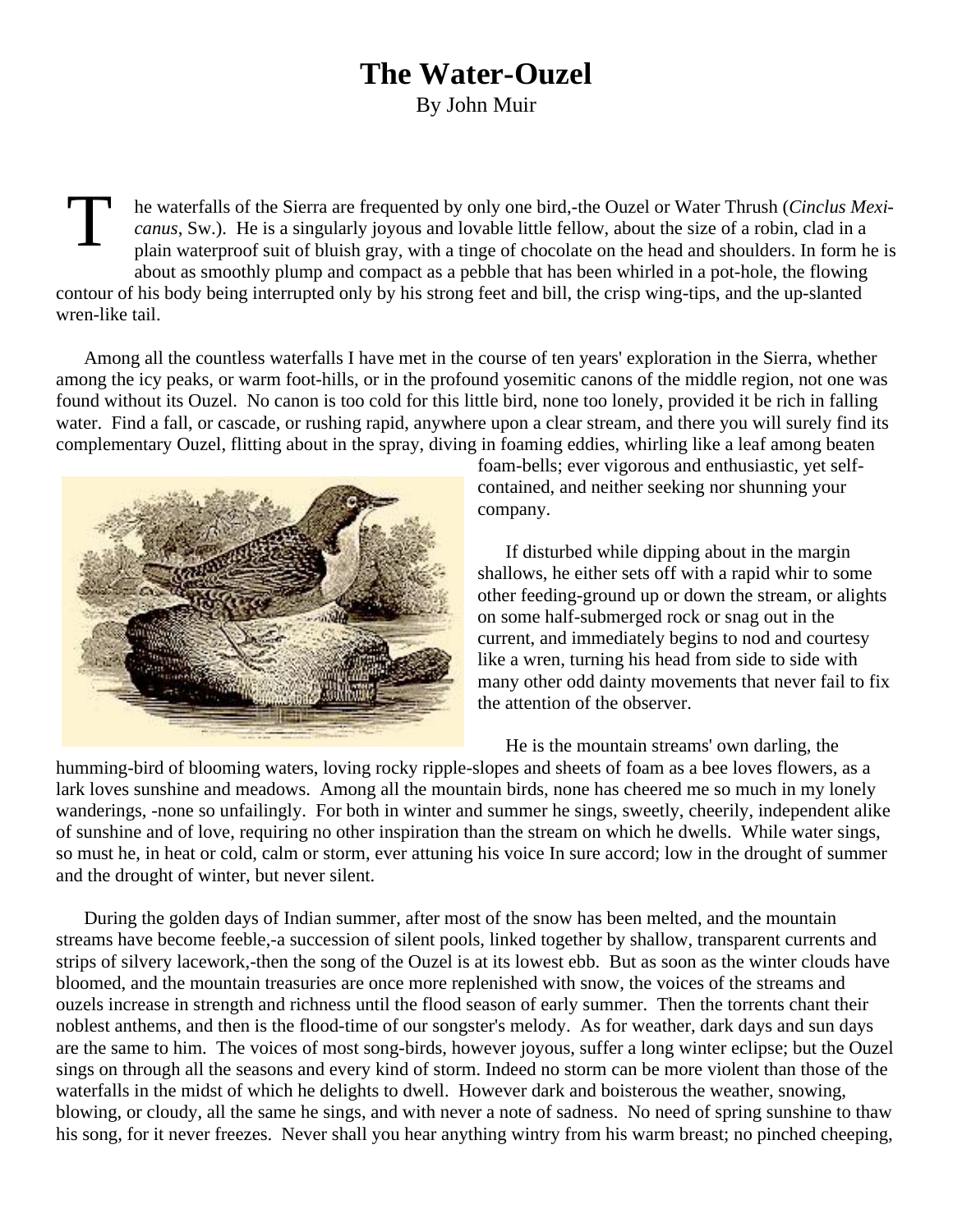# The Water-Ouzel

By John Muir

The waterfalls of the Sierra are frequented by only one bird,-the Ouzel or Water Thrush (*Cinclus Mexicanus*, Sw.). He is a singularly joyous and lovable little fellow, about the size of a robin, clad in a plain waterproof suit of bluish gray, with a tinge of chocolate on the head and shoulders. In form he is about as smoothly plump and compact as a pebble that has been whirled in a pot-hole, the flowing contour of his body being interrupted only by his strong feet and bill, the crisp wing-tips, and the up-slanted wren-like tail.

Among all the countless waterfalls I have met in the course of ten years' exploration in the Sierra, whether among the icy peaks, or warm foot-hills, or in the profound yosemitic canons of the middle region, not one was found without its Ouzel. No canon is too cold for this little bird, none too lonely, provided it be rich in falling water. Find a fall, or cascade, or rushing rapid, anywhere upon a clear stream, and there you will surely find its complementary Ouzel, flitting about in the spray, diving in foaming eddies, whirling like a leaf among beaten foam-bells; ever vigorous and enthusiastic, yet self-contained, and neither seeking nor shunning your company.

If disturbed while dipping about in the margin shallows, he either sets off with a rapid whir to some other feeding-ground up or down the stream, or alights on some half-submerged rock or snag out in the current, and immediately begins to nod and courtesy like a wren, turning his head from side to side with many other odd dainty movements that never fail to fix the attention of the observer.

He is the mountain streams' own darling, the humming-bird of blooming waters, loving rocky ripple-slopes and sheets of foam as a bee loves flowers, as a lark loves sunshine and meadows. Among all the mountain birds, none has cheered me so much in my lonely wanderings, -none so unfailingly. For both in winter and summer he sings, sweetly, cheerily, independent alike of sunshine and of love, requiring no other inspiration than the stream on which he dwells. While water sings, so must he, in heat or cold, calm or storm, ever attuning his voice In sure accord; low in the drought of summer and the drought of winter, but never silent.

During the golden days of Indian summer, after most of the snow has been melted, and the mountain streams have become feeble,-a succession of silent pools, linked together by shallow, transparent currents and strips of silvery lacework,-then the song of the Ouzel is at its lowest ebb. But as soon as the winter clouds have bloomed, and the mountain treasuries are once more replenished with snow, the voices of the streams and ouzels increase in strength and richness until the flood season of early summer. Then the torrents chant their noblest anthems, and then is the flood-time of our songster's melody. As for weather, dark days and sun days are the same to him. The voices of most song-birds, however joyous, suffer a long winter eclipse; but the Ouzel sings on through all the seasons and every kind of storm. Indeed no storm can be more violent than those of the waterfalls in the midst of which he delights to dwell. However dark and boisterous the weather, snowing, blowing, or cloudy, all the same he sings, and with never a note of sadness. No need of spring sunshine to thaw his song, for it never freezes. Never shall you hear anything wintry from his warm breast; no pinched cheeping,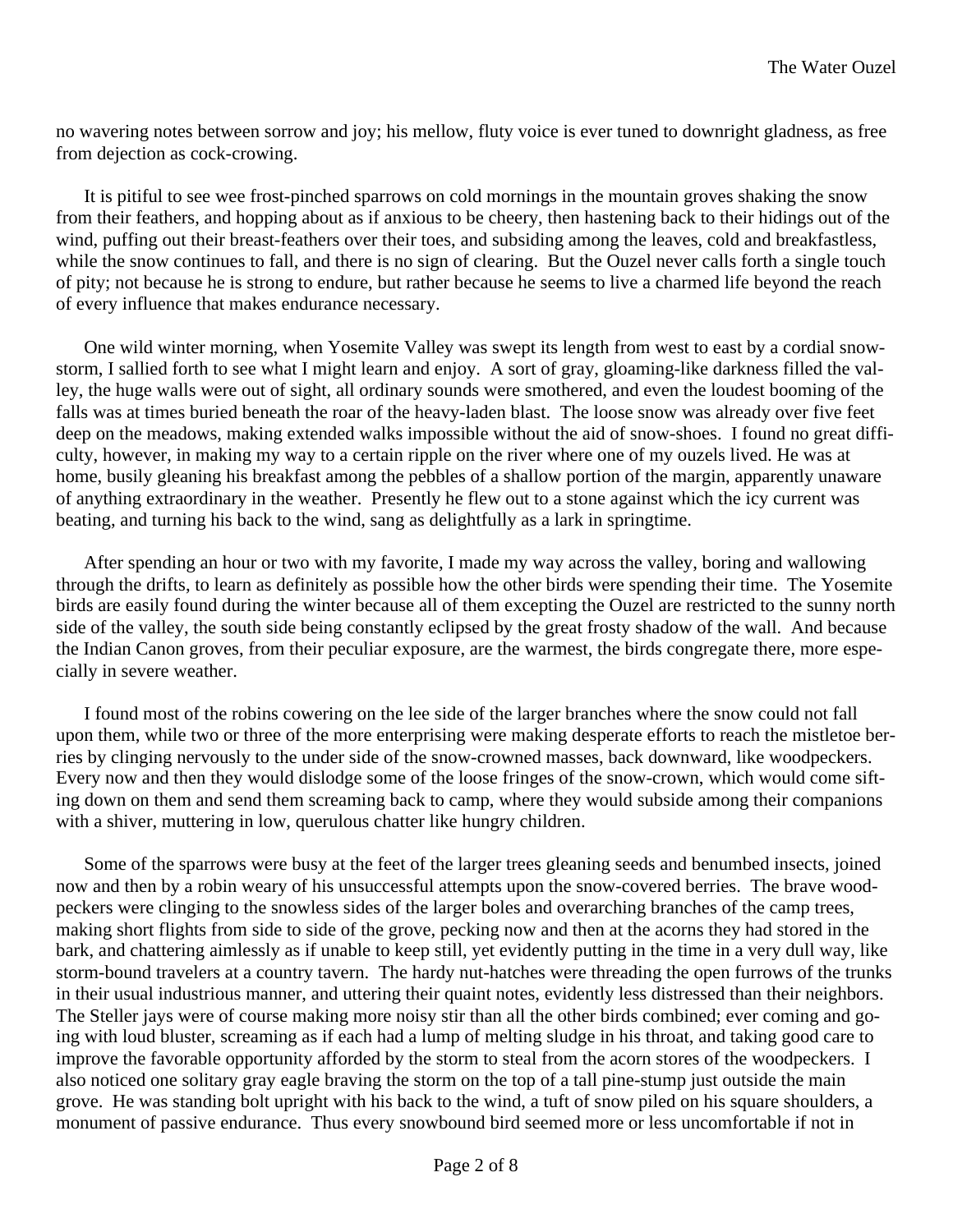no wavering notes between sorrow and joy; his mellow, fluty voice is ever tuned to downright gladness, as free from dejection as cock-crowing.

It is pitiful to see wee frost-pinched sparrows on cold mornings in the mountain groves shaking the snow from their feathers, and hopping about as if anxious to be cheery, then hastening back to their hidings out of the wind, puffing out their breast-feathers over their toes, and subsiding among the leaves, cold and breakfastless, while the snow continues to fall, and there is no sign of clearing. But the Ouzel never calls forth a single touch of pity; not because he is strong to endure, but rather because he seems to live a charmed life beyond the reach of every influence that makes endurance necessary.

One wild winter morning, when Yosemite Valley was swept its length from west to east by a cordial snow-storm, I sallied forth to see what I might learn and enjoy. A sort of gray, gloaming-like darkness filled the valley, the huge walls were out of sight, all ordinary sounds were smothered, and even the loudest booming of the falls was at times buried beneath the roar of the heavy-laden blast. The loose snow was already over five feet deep on the meadows, making extended walks impossible without the aid of snow-shoes. I found no great difficulty, however, in making my way to a certain ripple on the river where one of my ouzels lived. He was at home, busily gleaning his breakfast among the pebbles of a shallow portion of the margin, apparently unaware of anything extraordinary in the weather. Presently he flew out to a stone against which the icy current was beating, and turning his back to the wind, sang as delightfully as a lark in springtime.

After spending an hour or two with my favorite, I made my way across the valley, boring and wallowing through the drifts, to learn as definitely as possible how the other birds were spending their time. The Yosemite birds are easily found during the winter because all of them excepting the Ouzel are restricted to the sunny north side of the valley, the south side being constantly eclipsed by the great frosty shadow of the wall. And because the Indian Canon groves, from their peculiar exposure, are the warmest, the birds congregate there, more especially in severe weather.

I found most of the robins cowering on the lee side of the larger branches where the snow could not fall upon them, while two or three of the more enterprising were making desperate efforts to reach the mistletoe berries by clinging nervously to the under side of the snow-crowned masses, back downward, like woodpeckers. Every now and then they would dislodge some of the loose fringes of the snow-crown, which would come sifting down on them and send them screaming back to camp, where they would subside among their companions with a shiver, muttering in low, querulous chatter like hungry children.

Some of the sparrows were busy at the feet of the larger trees gleaning seeds and benumbed insects, joined now and then by a robin weary of his unsuccessful attempts upon the snow-covered berries. The brave woodpeckers were clinging to the snowless sides of the larger boles and overarching branches of the camp trees, making short flights from side to side of the grove, pecking now and then at the acorns they had stored in the bark, and chattering aimlessly as if unable to keep still, yet evidently putting in the time in a very dull way, like storm-bound travelers at a country tavern. The hardy nut-hatches were threading the open furrows of the trunks in their usual industrious manner, and uttering their quaint notes, evidently less distressed than their neighbors. The Steller jays were of course making more noisy stir than all the other birds combined; ever coming and going with loud bluster, screaming as if each had a lump of melting sludge in his throat, and taking good care to improve the favorable opportunity afforded by the storm to steal from the acorn stores of the woodpeckers. I also noticed one solitary gray eagle braving the storm on the top of a tall pine-stump just outside the main grove. He was standing bolt upright with his back to the wind, a tuft of snow piled on his square shoulders, a monument of passive endurance. Thus every snowbound bird seemed more or less uncomfortable if not in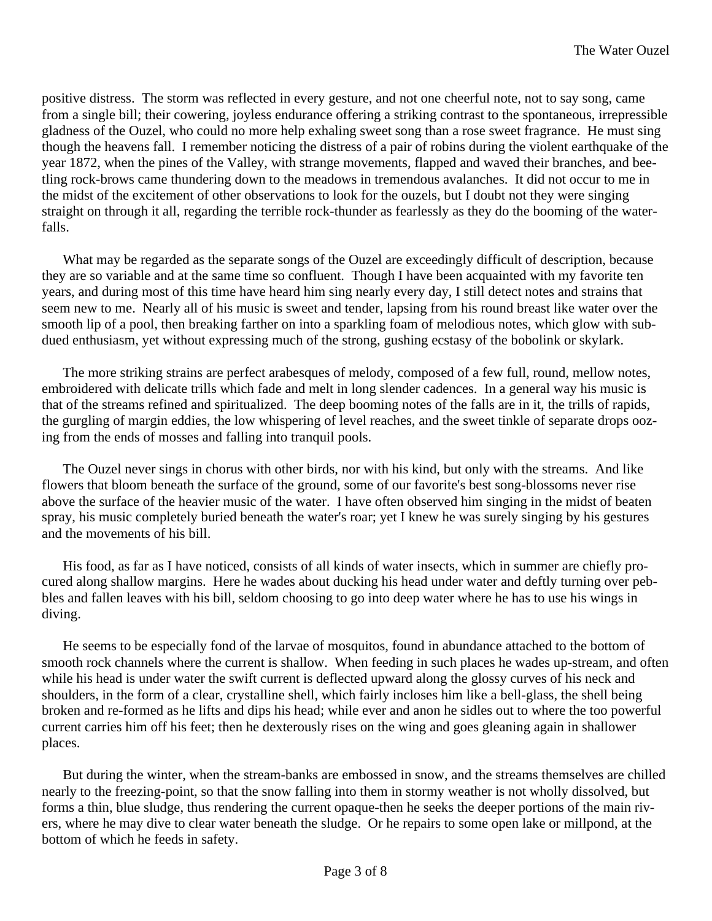positive distress. The storm was reflected in every gesture, and not one cheerful note, not to say song, came from a single bill; their cowering, joyless endurance offering a striking contrast to the spontaneous, irrepressible gladness of the Ouzel, who could no more help exhaling sweet song than a rose sweet fragrance. He must sing though the heavens fall. I remember noticing the distress of a pair of robins during the violent earthquake of the year 1872, when the pines of the Valley, with strange movements, flapped and waved their branches, and beetling rock-brows came thundering down to the meadows in tremendous avalanches. It did not occur to me in the midst of the excitement of other observations to look for the ouzels, but I doubt not they were singing straight on through it all, regarding the terrible rock-thunder as fearlessly as they do the booming of the waterfalls.

What may be regarded as the separate songs of the Ouzel are exceedingly difficult of description, because they are so variable and at the same time so confluent. Though I have been acquainted with my favorite ten years, and during most of this time have heard him sing nearly every day, I still detect notes and strains that seem new to me. Nearly all of his music is sweet and tender, lapsing from his round breast like water over the smooth lip of a pool, then breaking farther on into a sparkling foam of melodious notes, which glow with subdued enthusiasm, yet without expressing much of the strong, gushing ecstasy of the bobolink or skylark.

The more striking strains are perfect arabesques of melody, composed of a few full, round, mellow notes, embroidered with delicate trills which fade and melt in long slender cadences. In a general way his music is that of the streams refined and spiritualized. The deep booming notes of the falls are in it, the trills of rapids, the gurgling of margin eddies, the low whispering of level reaches, and the sweet tinkle of separate drops oozing from the ends of mosses and falling into tranquil pools.

The Ouzel never sings in chorus with other birds, nor with his kind, but only with the streams. And like flowers that bloom beneath the surface of the ground, some of our favorite's best song-blossoms never rise above the surface of the heavier music of the water. I have often observed him singing in the midst of beaten spray, his music completely buried beneath the water's roar; yet I knew he was surely singing by his gestures and the movements of his bill.

His food, as far as I have noticed, consists of all kinds of water insects, which in summer are chiefly procured along shallow margins. Here he wades about ducking his head under water and deftly turning over pebbles and fallen leaves with his bill, seldom choosing to go into deep water where he has to use his wings in diving.

He seems to be especially fond of the larvae of mosquitos, found in abundance attached to the bottom of smooth rock channels where the current is shallow. When feeding in such places he wades up-stream, and often while his head is under water the swift current is deflected upward along the glossy curves of his neck and shoulders, in the form of a clear, crystalline shell, which fairly incloses him like a bell-glass, the shell being broken and re-formed as he lifts and dips his head; while ever and anon he sidles out to where the too powerful current carries him off his feet; then he dexterously rises on the wing and goes gleaning again in shallower places.

But during the winter, when the stream-banks are embossed in snow, and the streams themselves are chilled nearly to the freezing-point, so that the snow falling into them in stormy weather is not wholly dissolved, but forms a thin, blue sludge, thus rendering the current opaque-then he seeks the deeper portions of the main rivers, where he may dive to clear water beneath the sludge. Or he repairs to some open lake or millpond, at the bottom of which he feeds in safety.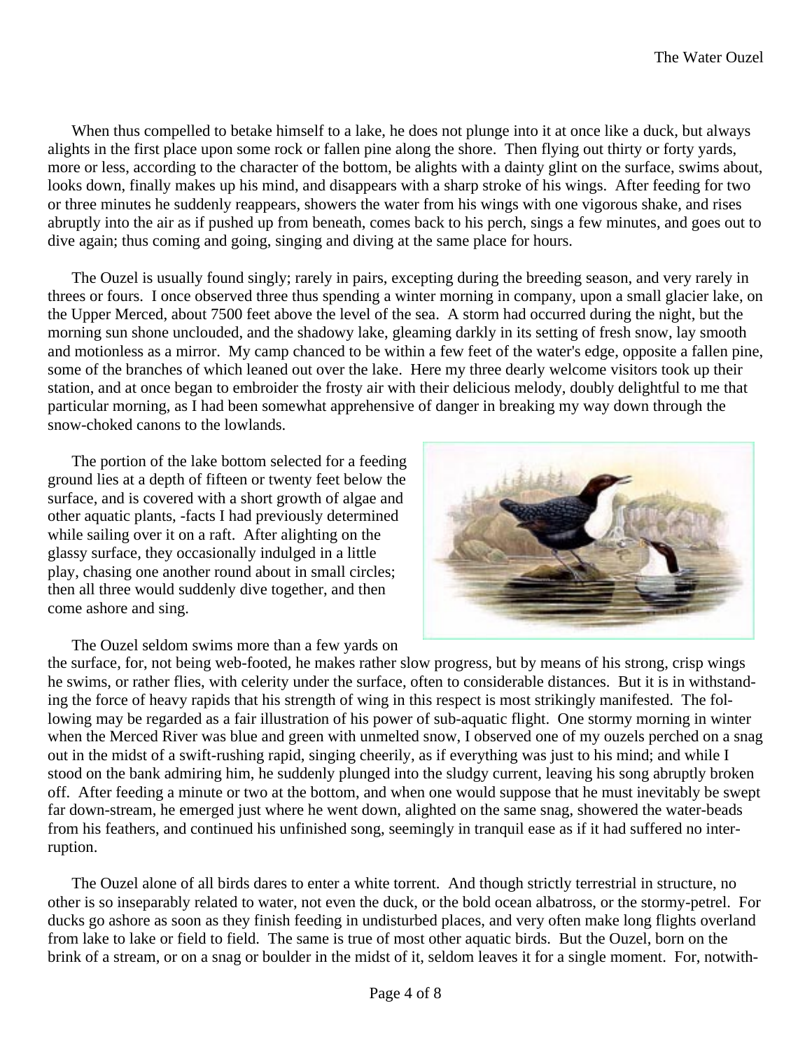When thus compelled to betake himself to a lake, he does not plunge into it at once like a duck, but always alights in the first place upon some rock or fallen pine along the shore. Then flying out thirty or forty yards, more or less, according to the character of the bottom, be alights with a dainty glint on the surface, swims about, looks down, finally makes up his mind, and disappears with a sharp stroke of his wings. After feeding for two or three minutes he suddenly reappears, showers the water from his wings with one vigorous shake, and rises abruptly into the air as if pushed up from beneath, comes back to his perch, sings a few minutes, and goes out to dive again; thus coming and going, singing and diving at the same place for hours.

The Ouzel is usually found singly; rarely in pairs, excepting during the breeding season, and very rarely in threes or fours. I once observed three thus spending a winter morning in company, upon a small glacier lake, on the Upper Merced, about 7500 feet above the level of the sea. A storm had occurred during the night, but the morning sun shone unclouded, and the shadowy lake, gleaming darkly in its setting of fresh snow, lay smooth and motionless as a mirror. My camp chanced to be within a few feet of the water's edge, opposite a fallen pine, some of the branches of which leaned out over the lake. Here my three dearly welcome visitors took up their station, and at once began to embroider the frosty air with their delicious melody, doubly delightful to me that particular morning, as I had been somewhat apprehensive of danger in breaking my way down through the snow-choked canons to the lowlands.

The portion of the lake bottom selected for a feeding ground lies at a depth of fifteen or twenty feet below the surface, and is covered with a short growth of algae and other aquatic plants, -facts I had previously determined while sailing over it on a raft. After alighting on the glassy surface, they occasionally indulged in a little play, chasing one another round about in small circles; then all three would suddenly dive together, and then come ashore and sing.

The Ouzel seldom swims more than a few yards on the surface, for, not being web-footed, he makes rather slow progress, but by means of his strong, crisp wings he swims, or rather flies, with celerity under the surface, often to considerable distances. But it is in withstanding the force of heavy rapids that his strength of wing in this respect is most strikingly manifested. The following may be regarded as a fair illustration of his power of sub-aquatic flight. One stormy morning in winter when the Merced River was blue and green with unmelted snow, I observed one of my ouzels perched on a snag out in the midst of a swift-rushing rapid, singing cheerily, as if everything was just to his mind; and while I stood on the bank admiring him, he suddenly plunged into the sludgy current, leaving his song abruptly broken off. After feeding a minute or two at the bottom, and when one would suppose that he must inevitably be swept far down-stream, he emerged just where he went down, alighted on the same snag, showered the water-beads from his feathers, and continued his unfinished song, seemingly in tranquil ease as if it had suffered no interruption.

The Ouzel alone of all birds dares to enter a white torrent. And though strictly terrestrial in structure, no other is so inseparably related to water, not even the duck, or the bold ocean albatross, or the stormy-petrel. For ducks go ashore as soon as they finish feeding in undisturbed places, and very often make long flights overland from lake to lake or field to field. The same is true of most other aquatic birds. But the Ouzel, born on the brink of a stream, or on a snag or boulder in the midst of it, seldom leaves it for a single moment. For, notwith-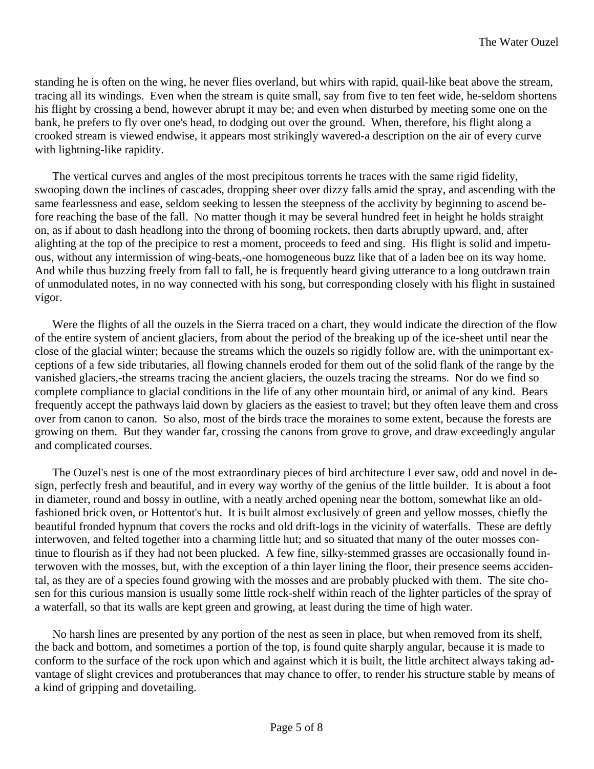standing he is often on the wing, he never flies overland, but whirs with rapid, quail-like beat above the stream, tracing all its windings. Even when the stream is quite small, say from five to ten feet wide, he-seldom shortens his flight by crossing a bend, however abrupt it may be; and even when disturbed by meeting some one on the bank, he prefers to fly over one's head, to dodging out over the ground. When, therefore, his flight along a crooked stream is viewed endwise, it appears most strikingly wavered-a description on the air of every curve with lightning-like rapidity.

The vertical curves and angles of the most precipitous torrents he traces with the same rigid fidelity, swooping down the inclines of cascades, dropping sheer over dizzy falls amid the spray, and ascending with the same fearlessness and ease, seldom seeking to lessen the steepness of the acclivity by beginning to ascend before reaching the base of the fall. No matter though it may be several hundred feet in height he holds straight on, as if about to dash headlong into the throng of booming rockets, then darts abruptly upward, and, after alighting at the top of the precipice to rest a moment, proceeds to feed and sing. His flight is solid and impetuous, without any intermission of wing-beats,-one homogeneous buzz like that of a laden bee on its way home. And while thus buzzing freely from fall to fall, he is frequently heard giving utterance to a long outdrawn train of unmodulated notes, in no way connected with his song, but corresponding closely with his flight in sustained vigor.

Were the flights of all the ouzels in the Sierra traced on a chart, they would indicate the direction of the flow of the entire system of ancient glaciers, from about the period of the breaking up of the ice-sheet until near the close of the glacial winter; because the streams which the ouzels so rigidly follow are, with the unimportant exceptions of a few side tributaries, all flowing channels eroded for them out of the solid flank of the range by the vanished glaciers,-the streams tracing the ancient glaciers, the ouzels tracing the streams. Nor do we find so complete compliance to glacial conditions in the life of any other mountain bird, or animal of any kind. Bears frequently accept the pathways laid down by glaciers as the easiest to travel; but they often leave them and cross over from canon to canon. So also, most of the birds trace the moraines to some extent, because the forests are growing on them. But they wander far, crossing the canons from grove to grove, and draw exceedingly angular and complicated courses.

The Ouzel's nest is one of the most extraordinary pieces of bird architecture I ever saw, odd and novel in design, perfectly fresh and beautiful, and in every way worthy of the genius of the little builder. It is about a foot in diameter, round and bossy in outline, with a neatly arched opening near the bottom, somewhat like an old-fashioned brick oven, or Hottentot's hut. It is built almost exclusively of green and yellow mosses, chiefly the beautiful fronded hypnum that covers the rocks and old drift-logs in the vicinity of waterfalls. These are deftly interwoven, and felted together into a charming little hut; and so situated that many of the outer mosses continue to flourish as if they had not been plucked. A few fine, silky-stemmed grasses are occasionally found interwoven with the mosses, but, with the exception of a thin layer lining the floor, their presence seems accidental, as they are of a species found growing with the mosses and are probably plucked with them. The site chosen for this curious mansion is usually some little rock-shelf within reach of the lighter particles of the spray of a waterfall, so that its walls are kept green and growing, at least during the time of high water.

No harsh lines are presented by any portion of the nest as seen in place, but when removed from its shelf, the back and bottom, and sometimes a portion of the top, is found quite sharply angular, because it is made to conform to the surface of the rock upon which and against which it is built, the little architect always taking advantage of slight crevices and protuberances that may chance to offer, to render his structure stable by means of a kind of gripping and dovetailing.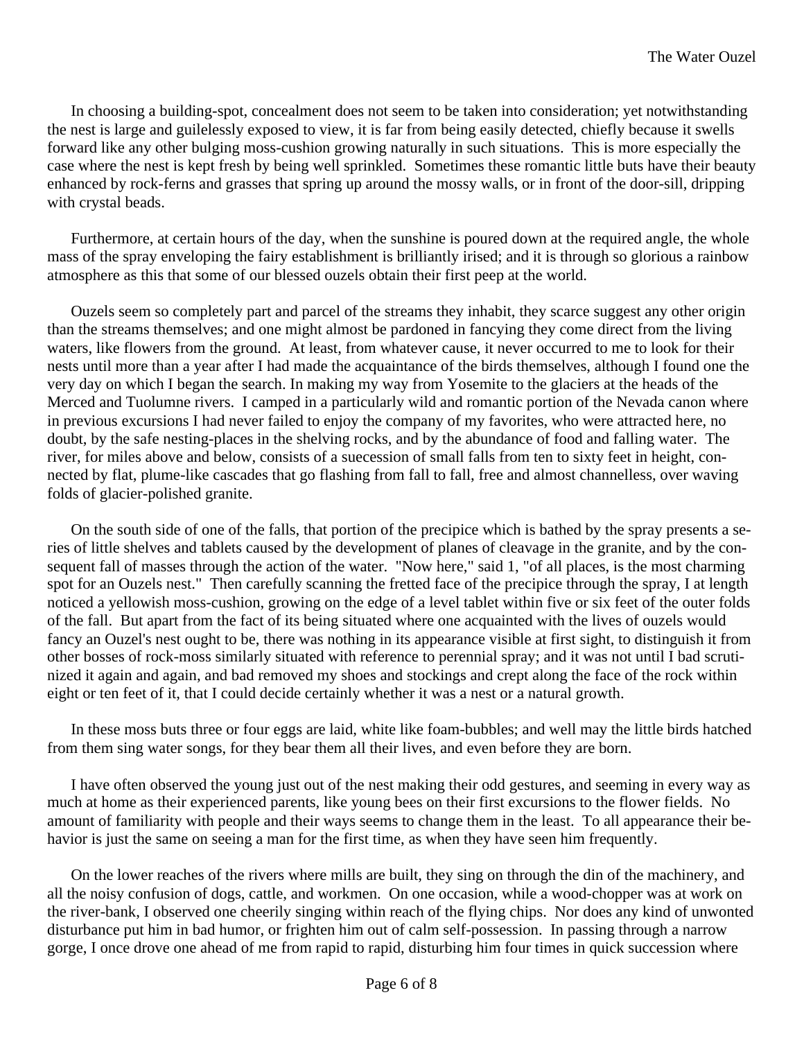In choosing a building-spot, concealment does not seem to be taken into consideration; yet notwithstanding the nest is large and guilelessly exposed to view, it is far from being easily detected, chiefly because it swells forward like any other bulging moss-cushion growing naturally in such situations. This is more especially the case where the nest is kept fresh by being well sprinkled. Sometimes these romantic little buts have their beauty enhanced by rock-ferns and grasses that spring up around the mossy walls, or in front of the door-sill, dripping with crystal beads.

Furthermore, at certain hours of the day, when the sunshine is poured down at the required angle, the whole mass of the spray enveloping the fairy establishment is brilliantly irised; and it is through so glorious a rainbow atmosphere as this that some of our blessed ouzels obtain their first peep at the world.

Ouzels seem so completely part and parcel of the streams they inhabit, they scarce suggest any other origin than the streams themselves; and one might almost be pardoned in fancying they come direct from the living waters, like flowers from the ground. At least, from whatever cause, it never occurred to me to look for their nests until more than a year after I had made the acquaintance of the birds themselves, although I found one the very day on which I began the search. In making my way from Yosemite to the glaciers at the heads of the Merced and Tuolumne rivers. I camped in a particularly wild and romantic portion of the Nevada canon where in previous excursions I had never failed to enjoy the company of my favorites, who were attracted here, no doubt, by the safe nesting-places in the shelving rocks, and by the abundance of food and falling water. The river, for miles above and below, consists of a suecession of small falls from ten to sixty feet in height, connected by flat, plume-like cascades that go flashing from fall to fall, free and almost channelless, over waving folds of glacier-polished granite.

On the south side of one of the falls, that portion of the precipice which is bathed by the spray presents a series of little shelves and tablets caused by the development of planes of cleavage in the granite, and by the consequent fall of masses through the action of the water. "Now here," said 1, "of all places, is the most charming spot for an Ouzels nest." Then carefully scanning the fretted face of the precipice through the spray, I at length noticed a yellowish moss-cushion, growing on the edge of a level tablet within five or six feet of the outer folds of the fall. But apart from the fact of its being situated where one acquainted with the lives of ouzels would fancy an Ouzel's nest ought to be, there was nothing in its appearance visible at first sight, to distinguish it from other bosses of rock-moss similarly situated with reference to perennial spray; and it was not until I bad scrutinized it again and again, and bad removed my shoes and stockings and crept along the face of the rock within eight or ten feet of it, that I could decide certainly whether it was a nest or a natural growth.

In these moss buts three or four eggs are laid, white like foam-bubbles; and well may the little birds hatched from them sing water songs, for they bear them all their lives, and even before they are born.

I have often observed the young just out of the nest making their odd gestures, and seeming in every way as much at home as their experienced parents, like young bees on their first excursions to the flower fields. No amount of familiarity with people and their ways seems to change them in the least. To all appearance their behavior is just the same on seeing a man for the first time, as when they have seen him frequently.

On the lower reaches of the rivers where mills are built, they sing on through the din of the machinery, and all the noisy confusion of dogs, cattle, and workmen. On one occasion, while a wood-chopper was at work on the river-bank, I observed one cheerily singing within reach of the flying chips. Nor does any kind of unwonted disturbance put him in bad humor, or frighten him out of calm self-possession. In passing through a narrow gorge, I once drove one ahead of me from rapid to rapid, disturbing him four times in quick succession where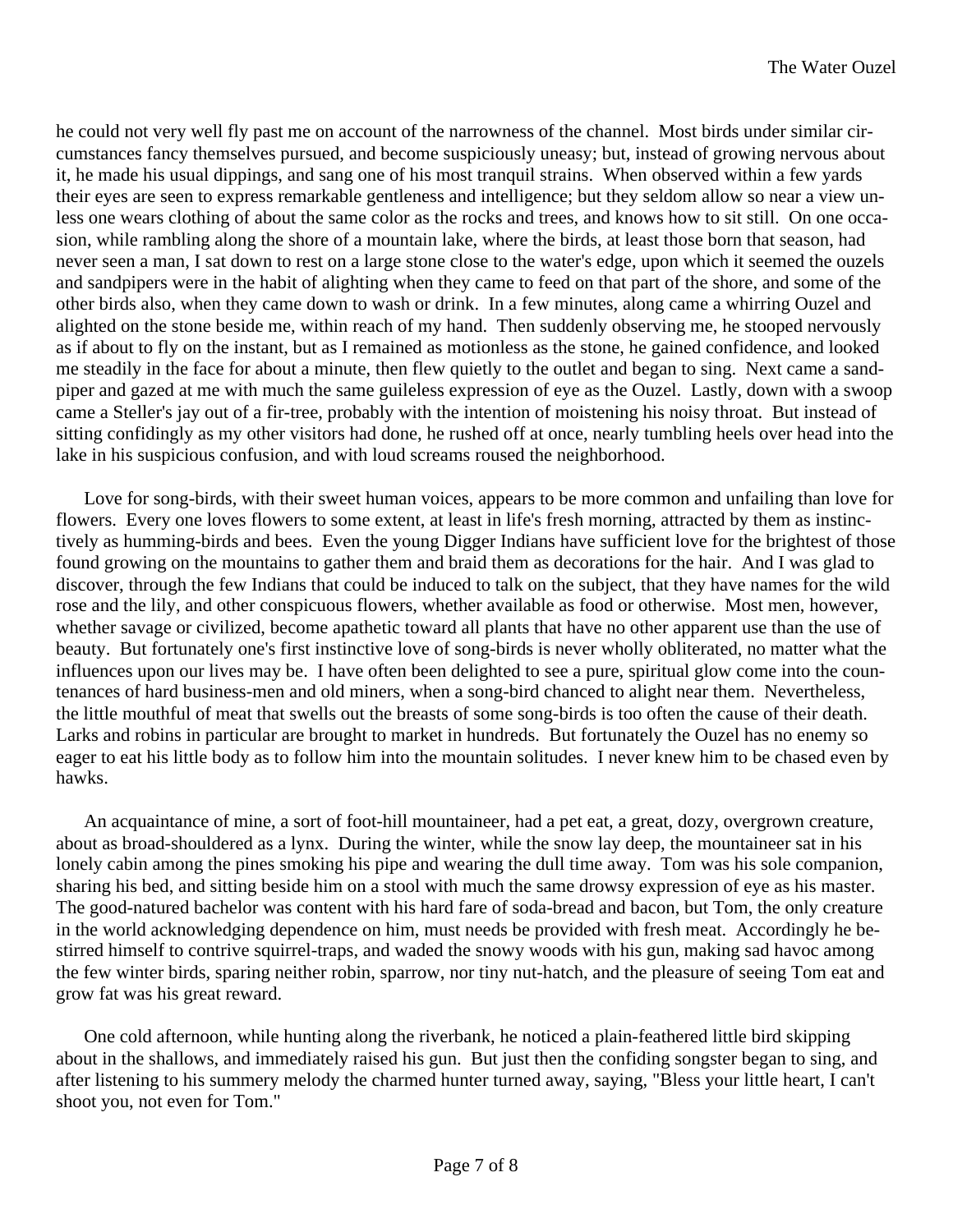he could not very well fly past me on account of the narrowness of the channel. Most birds under similar circumstances fancy themselves pursued, and become suspiciously uneasy; but, instead of growing nervous about it, he made his usual dippings, and sang one of his most tranquil strains. When observed within a few yards their eyes are seen to express remarkable gentleness and intelligence; but they seldom allow so near a view unless one wears clothing of about the same color as the rocks and trees, and knows how to sit still. On one occasion, while rambling along the shore of a mountain lake, where the birds, at least those born that season, had never seen a man, I sat down to rest on a large stone close to the water's edge, upon which it seemed the ouzels and sandpipers were in the habit of alighting when they came to feed on that part of the shore, and some of the other birds also, when they came down to wash or drink. In a few minutes, along came a whirring Ouzel and alighted on the stone beside me, within reach of my hand. Then suddenly observing me, he stooped nervously as if about to fly on the instant, but as I remained as motionless as the stone, he gained confidence, and looked me steadily in the face for about a minute, then flew quietly to the outlet and began to sing. Next came a sandpiper and gazed at me with much the same guileless expression of eye as the Ouzel. Lastly, down with a swoop came a Steller's jay out of a fir-tree, probably with the intention of moistening his noisy throat. But instead of sitting confidingly as my other visitors had done, he rushed off at once, nearly tumbling heels over head into the lake in his suspicious confusion, and with loud screams roused the neighborhood.

Love for song-birds, with their sweet human voices, appears to be more common and unfailing than love for flowers. Every one loves flowers to some extent, at least in life's fresh morning, attracted by them as instinctively as humming-birds and bees. Even the young Digger Indians have sufficient love for the brightest of those found growing on the mountains to gather them and braid them as decorations for the hair. And I was glad to discover, through the few Indians that could be induced to talk on the subject, that they have names for the wild rose and the lily, and other conspicuous flowers, whether available as food or otherwise. Most men, however, whether savage or civilized, become apathetic toward all plants that have no other apparent use than the use of beauty. But fortunately one's first instinctive love of song-birds is never wholly obliterated, no matter what the influences upon our lives may be. I have often been delighted to see a pure, spiritual glow come into the countenances of hard business-men and old miners, when a song-bird chanced to alight near them. Nevertheless, the little mouthful of meat that swells out the breasts of some song-birds is too often the cause of their death. Larks and robins in particular are brought to market in hundreds. But fortunately the Ouzel has no enemy so eager to eat his little body as to follow him into the mountain solitudes. I never knew him to be chased even by hawks.

An acquaintance of mine, a sort of foot-hill mountaineer, had a pet eat, a great, dozy, overgrown creature, about as broad-shouldered as a lynx. During the winter, while the snow lay deep, the mountaineer sat in his lonely cabin among the pines smoking his pipe and wearing the dull time away. Tom was his sole companion, sharing his bed, and sitting beside him on a stool with much the same drowsy expression of eye as his master. The good-natured bachelor was content with his hard fare of soda-bread and bacon, but Tom, the only creature in the world acknowledging dependence on him, must needs be provided with fresh meat. Accordingly he bestirred himself to contrive squirrel-traps, and waded the snowy woods with his gun, making sad havoc among the few winter birds, sparing neither robin, sparrow, nor tiny nut-hatch, and the pleasure of seeing Tom eat and grow fat was his great reward.

One cold afternoon, while hunting along the riverbank, he noticed a plain-feathered little bird skipping about in the shallows, and immediately raised his gun. But just then the confiding songster began to sing, and after listening to his summery melody the charmed hunter turned away, saying, "Bless your little heart, I can't shoot you, not even for Tom."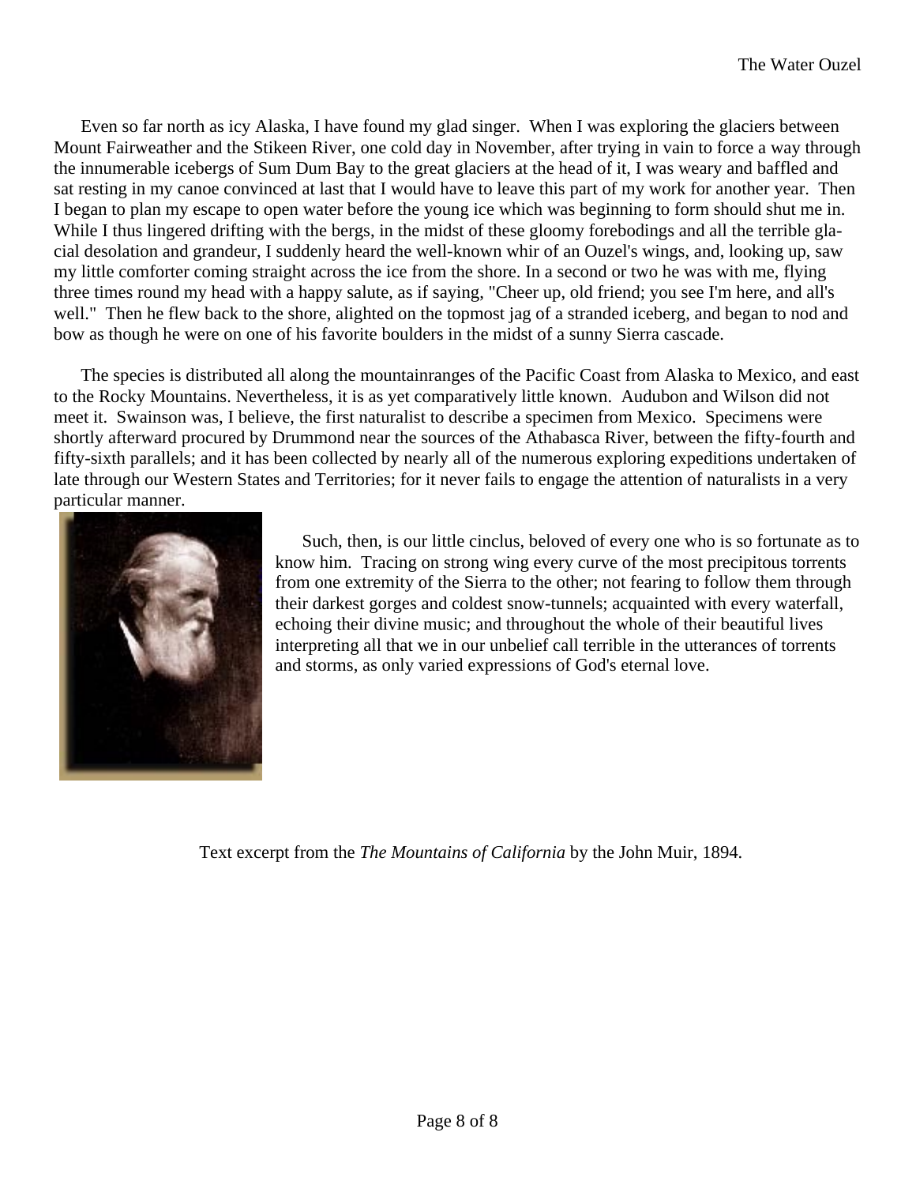Even so far north as icy Alaska, I have found my glad singer. When I was exploring the glaciers between Mount Fairweather and the Stikeen River, one cold day in November, after trying in vain to force a way through the innumerable icebergs of Sum Dum Bay to the great glaciers at the head of it, I was weary and baffled and sat resting in my canoe convinced at last that I would have to leave this part of my work for another year. Then I began to plan my escape to open water before the young ice which was beginning to form should shut me in. While I thus lingered drifting with the bergs, in the midst of these gloomy forebodings and all the terrible glacial desolation and grandeur, I suddenly heard the well-known whir of an Ouzel's wings, and, looking up, saw my little comforter coming straight across the ice from the shore. In a second or two he was with me, flying three times round my head with a happy salute, as if saying, "Cheer up, old friend; you see I'm here, and all's well." Then he flew back to the shore, alighted on the topmost jag of a stranded iceberg, and began to nod and bow as though he were on one of his favorite boulders in the midst of a sunny Sierra cascade.

The species is distributed all along the mountainranges of the Pacific Coast from Alaska to Mexico, and east to the Rocky Mountains. Nevertheless, it is as yet comparatively little known. Audubon and Wilson did not meet it. Swainson was, I believe, the first naturalist to describe a specimen from Mexico. Specimens were shortly afterward procured by Drummond near the sources of the Athabasca River, between the fifty-fourth and fifty-sixth parallels; and it has been collected by nearly all of the numerous exploring expeditions undertaken of late through our Western States and Territories; for it never fails to engage the attention of naturalists in a very particular manner.

Such, then, is our little cinclus, beloved of every one who is so fortunate as to know him. Tracing on strong wing every curve of the most precipitous torrents from one extremity of the Sierra to the other; not fearing to follow them through their darkest gorges and coldest snow-tunnels; acquainted with every waterfall, echoing their divine music; and throughout the whole of their beautiful lives interpreting all that we in our unbelief call terrible in the utterances of torrents and storms, as only varied expressions of God's eternal love.

Text excerpt from the *The Mountains of California* by the John Muir, 1894.